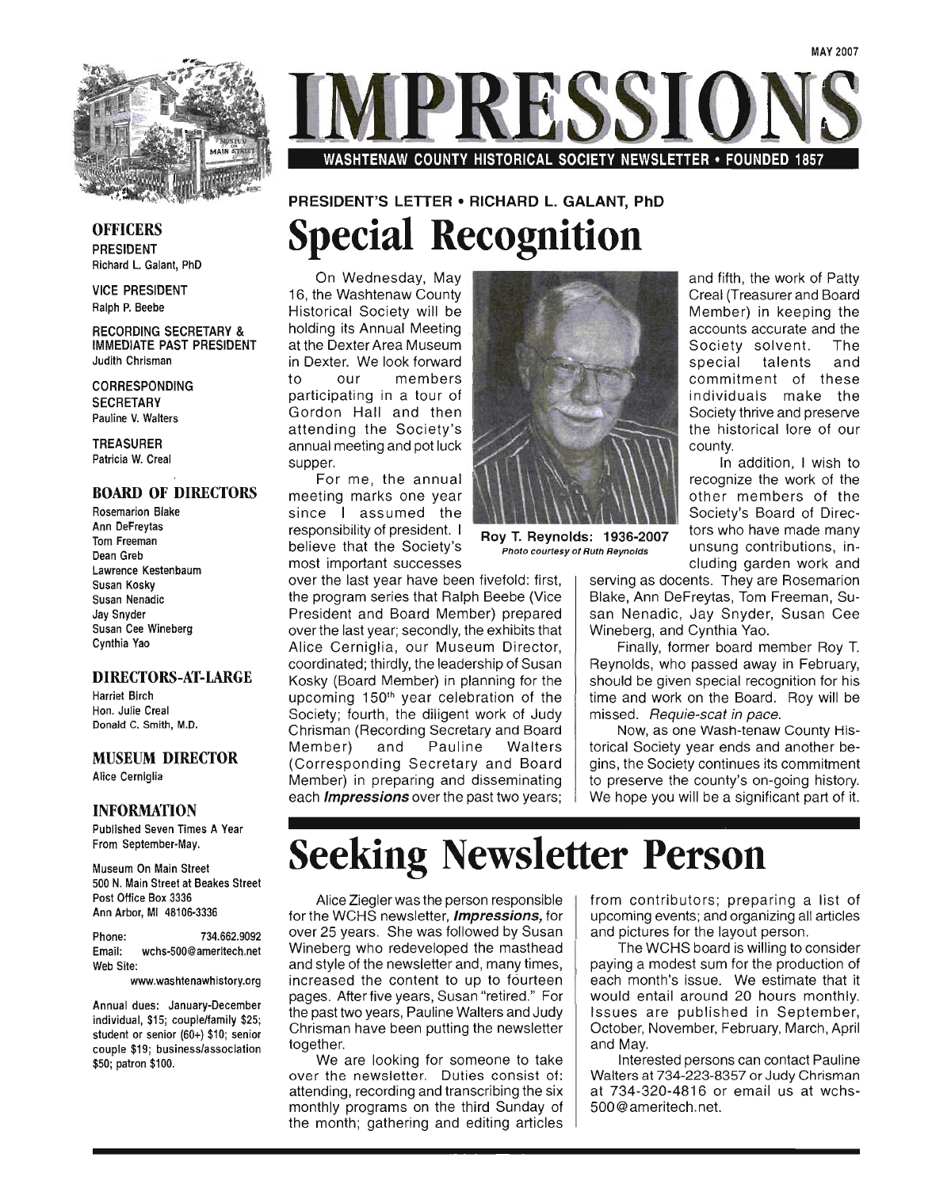MAY 2007

# IMPRESSIONS

WASHTENAW COUNTY HISTORICAL SOCIETY NEWSLETTER • FOUNDED 1857

**OFFICERS**

PRESIDENT
Richard L. Galant, PhD

VICE PRESIDENT
Ralph P. Beebe

RECORDING SECRETARY & IMMEDIATE PAST PRESIDENT
Judith Chrisman

CORRESPONDING SECRETARY
Pauline V. Walters

TREASURER
Patricia W. Creal

**BOARD OF DIRECTORS**

Rosemarion Blake
Ann DeFreytas
Tom Freeman
Dean Greb
Lawrence Kestenbaum
Susan Kosky
Susan Nenadic
Jay Snyder
Susan Cee Wineberg
Cynthia Yao

**DIRECTORS-AT-LARGE**

Harriet Birch
Hon. Julie Creal
Donald C. Smith, M.D.

**MUSEUM DIRECTOR**

Alice Cerniglia

**INFORMATION**

Published Seven Times A Year From September-May.

Museum On Main Street
500 N. Main Street at Beakes Street
Post Office Box 3336
Ann Arbor, MI 48106-3336

Phone: 734.662.9092
Email: wchs-500@ameritech.net
Web Site: www.washtenawhistory.org

Annual dues: January-December individual, $15; couple/family $25; student or senior (60+) $10; senior couple $19; business/association $50; patron $100.

PRESIDENT'S LETTER • RICHARD L. GALANT, PhD

## Special Recognition

On Wednesday, May 16, the Washtenaw County Historical Society will be holding its Annual Meeting at the Dexter Area Museum in Dexter. We look forward to our members participating in a tour of Gordon Hall and then attending the Society's annual meeting and pot luck supper.

For me, the annual meeting marks one year since I assumed the responsibility of president. I believe that the Society's most important successes over the last year have been fivefold: first, the program series that Ralph Beebe (Vice President and Board Member) prepared over the last year; secondly, the exhibits that Alice Cerniglia, our Museum Director, coordinated; thirdly, the leadership of Susan Kosky (Board Member) in planning for the upcoming 150th year celebration of the Society; fourth, the diligent work of Judy Chrisman (Recording Secretary and Board Member) and Pauline Walters (Corresponding Secretary and Board Member) in preparing and disseminating each ***Impressions*** over the past two years; and fifth, the work of Patty Creal (Treasurer and Board Member) in keeping the accounts accurate and the Society solvent. The special talents and commitment of these individuals make the Society thrive and preserve the historical lore of our county.

**Roy T. Reynolds: 1936-2007**
*Photo courtesy of Ruth Reynolds*

In addition, I wish to recognize the work of the other members of the Society's Board of Directors who have made many unsung contributions, including garden work and serving as docents. They are Rosemarion Blake, Ann DeFreytas, Tom Freeman, Susan Nenadic, Jay Snyder, Susan Cee Wineberg, and Cynthia Yao.

Finally, former board member Roy T. Reynolds, who passed away in February, should be given special recognition for his time and work on the Board. Roy will be missed. *Requie-scat in pace.*

Now, as one Wash-tenaw County Historical Society year ends and another begins, the Society continues its commitment to preserve the county's on-going history. We hope you will be a significant part of it.

## Seeking Newsletter Person

Alice Ziegler was the person responsible for the WCHS newsletter, ***Impressions,*** for over 25 years. She was followed by Susan Wineberg who redeveloped the masthead and style of the newsletter and, many times, increased the content to up to fourteen pages. After five years, Susan "retired." For the past two years, Pauline Walters and Judy Chrisman have been putting the newsletter together.

We are looking for someone to take over the newsletter. Duties consist of: attending, recording and transcribing the six monthly programs on the third Sunday of the month; gathering and editing articles from contributors; preparing a list of upcoming events; and organizing all articles and pictures for the layout person.

The WCHS board is willing to consider paying a modest sum for the production of each month's issue. We estimate that it would entail around 20 hours monthly. Issues are published in September, October, November, February, March, April and May.

Interested persons can contact Pauline Walters at 734-223-8357 or Judy Chrisman at 734-320-4816 or email us at wchs-500@ameritech.net.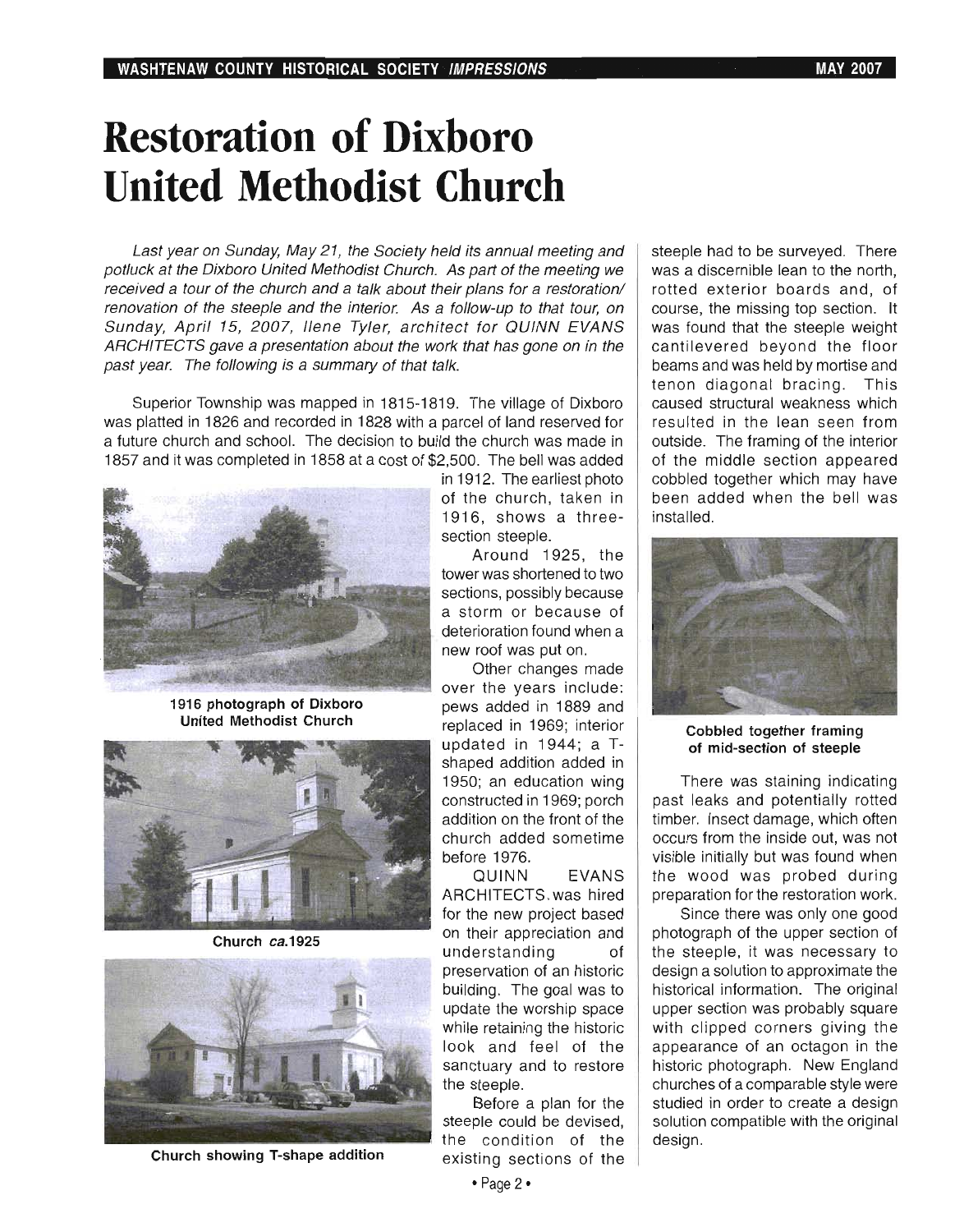# Restoration of Dixboro United Methodist Church

*Last year on Sunday, May 21, the Society held its annual meeting and potluck at the Dixboro United Methodist Church. As part of the meeting we received a tour of the church and a talk about their plans for a restoration/ renovation of the steeple and the interior. As a follow-up to that tour, on Sunday, April 15, 2007, Ilene Tyler, architect for QUINN EVANS ARCHITECTS gave a presentation about the work that has gone on in the past year. The following is a summary of that talk.*

Superior Township was mapped in 1815-1819. The village of Dixboro was platted in 1826 and recorded in 1828 with a parcel of land reserved for a future church and school. The decision to build the church was made in 1857 and it was completed in 1858 at a cost of $2,500. The bell was added in 1912. The earliest photo of the church, taken in 1916, shows a three-section steeple.

1916 photograph of Dixboro United Methodist Church

Church *ca.*1925

Church showing T-shape addition

Around 1925, the tower was shortened to two sections, possibly because a storm or because of deterioration found when a new roof was put on.

Other changes made over the years include: pews added in 1889 and replaced in 1969; interior updated in 1944; a T-shaped addition added in 1950; an education wing constructed in 1969; porch addition on the front of the church added sometime before 1976.

QUINN EVANS ARCHITECTS was hired for the new project based on their appreciation and understanding of preservation of an historic building. The goal was to update the worship space while retaining the historic look and feel of the sanctuary and to restore the steeple.

Before a plan for the steeple could be devised, the condition of the existing sections of the steeple had to be surveyed. There was a discernible lean to the north, rotted exterior boards and, of course, the missing top section. It was found that the steeple weight cantilevered beyond the floor beams and was held by mortise and tenon diagonal bracing. This caused structural weakness which resulted in the lean seen from outside. The framing of the interior of the middle section appeared cobbled together which may have been added when the bell was installed.

Cobbled together framing of mid-section of steeple

There was staining indicating past leaks and potentially rotted timber. Insect damage, which often occurs from the inside out, was not visible initially but was found when the wood was probed during preparation for the restoration work.

Since there was only one good photograph of the upper section of the steeple, it was necessary to design a solution to approximate the historical information. The original upper section was probably square with clipped corners giving the appearance of an octagon in the historic photograph. New England churches of a comparable style were studied in order to create a design solution compatible with the original design.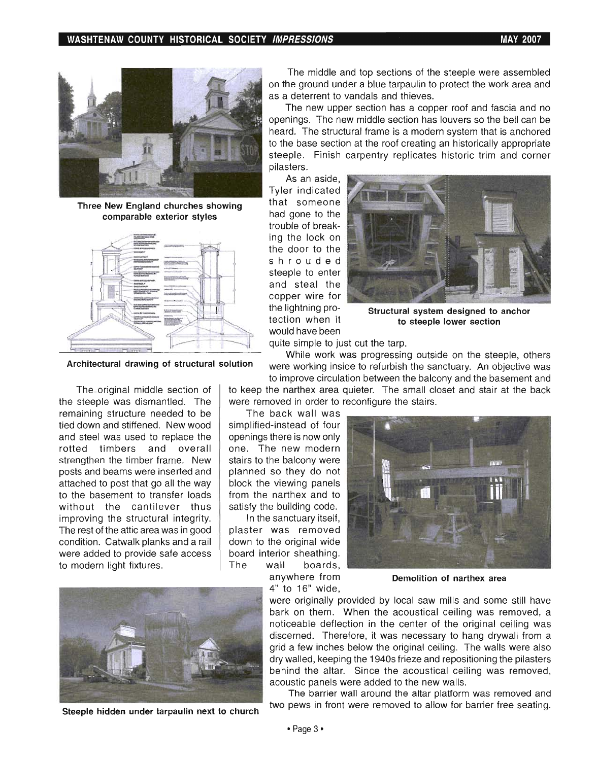Three New England churches showing comparable exterior styles

Architectural drawing of structural solution

The original middle section of the steeple was dismantled. The remaining structure needed to be tied down and stiffened. New wood and steel was used to replace the rotted timbers and overall strengthen the timber frame. New posts and beams were inserted and attached to post that go all the way to the basement to transfer loads without the cantilever thus improving the structural integrity. The rest of the attic area was in good condition. Catwalk planks and a rail were added to provide safe access to modern light fixtures.

Steeple hidden under tarpaulin next to church

The middle and top sections of the steeple were assembled on the ground under a blue tarpaulin to protect the work area and as a deterrent to vandals and thieves.

The new upper section has a copper roof and fascia and no openings. The new middle section has louvers so the bell can be heard. The structural frame is a modern system that is anchored to the base section at the roof creating an historically appropriate steeple. Finish carpentry replicates historic trim and corner pilasters.

As an aside, Tyler indicated that someone had gone to the trouble of breaking the lock on the door to the shrouded steeple to enter and steal the copper wire for the lightning protection when it would have been quite simple to just cut the tarp.

Structural system designed to anchor to steeple lower section

While work was progressing outside on the steeple, others were working inside to refurbish the sanctuary. An objective was to improve circulation between the balcony and the basement and to keep the narthex area quieter. The small closet and stair at the back were removed in order to reconfigure the stairs.

The back wall was simplified-instead of four openings there is now only one. The new modern stairs to the balcony were planned so they do not block the viewing panels from the narthex and to satisfy the building code.

In the sanctuary itself, plaster was removed down to the original wide board interior sheathing. The wall boards, anywhere from 4" to 16" wide, were originally provided by local saw mills and some still have bark on them. When the acoustical ceiling was removed, a noticeable deflection in the center of the original ceiling was discerned. Therefore, it was necessary to hang drywall from a grid a few inches below the original ceiling. The walls were also dry walled, keeping the 1940s frieze and repositioning the pilasters behind the altar. Since the acoustical ceiling was removed, acoustic panels were added to the new walls.

Demolition of narthex area

The barrier wall around the altar platform was removed and two pews in front were removed to allow for barrier free seating.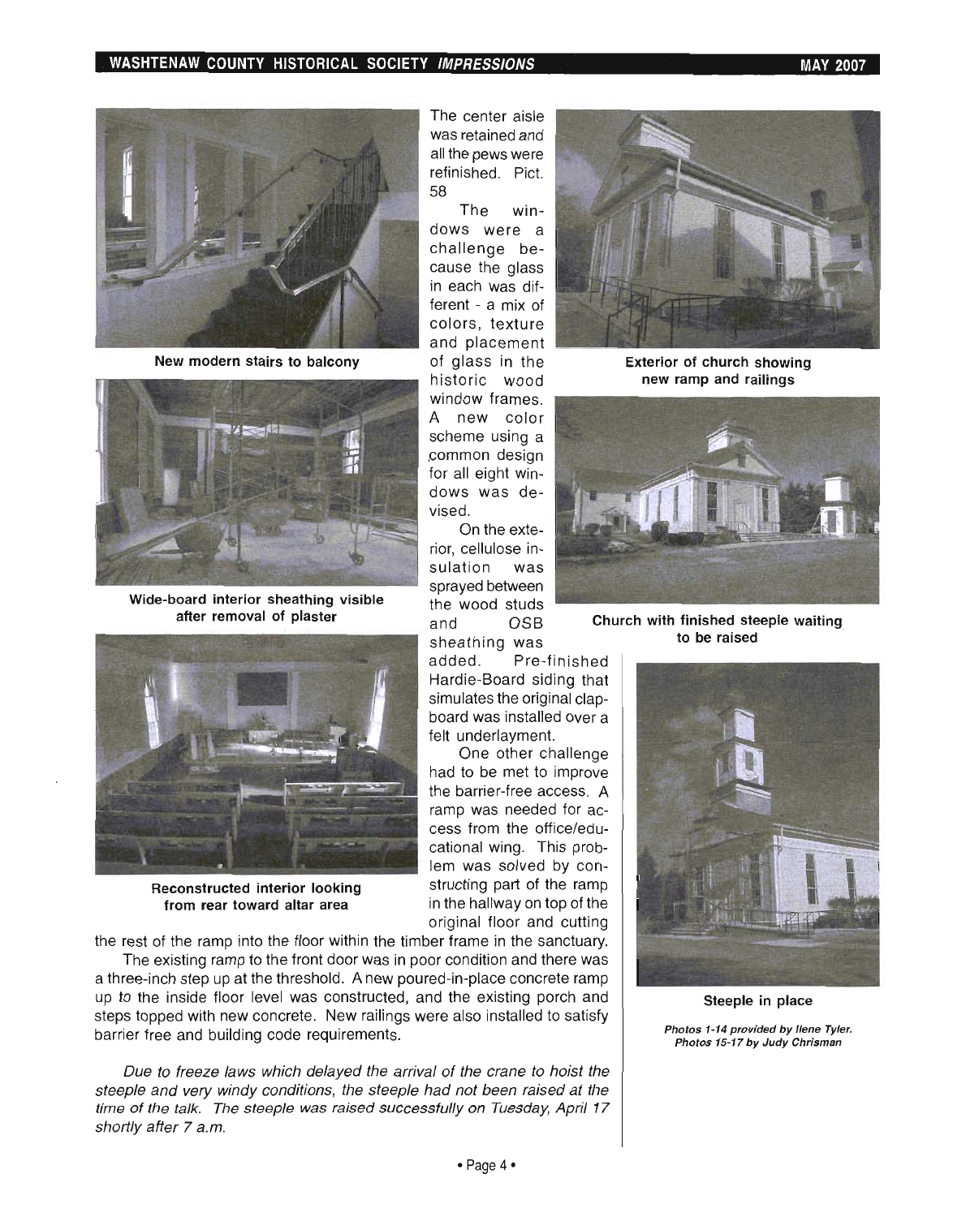The center aisle was retained and all the pews were refinished. Pict. 58

The windows were a challenge because the glass in each was different - a mix of colors, texture and placement of glass in the historic wood window frames. A new color scheme using a common design for all eight windows was devised.

On the exterior, cellulose insulation was sprayed between the wood studs and OSB sheathing was added. Pre-finished Hardie-Board siding that simulates the original clapboard was installed over a felt underlayment.

One other challenge had to be met to improve the barrier-free access. A ramp was needed for access from the office/educational wing. This problem was solved by constructing part of the ramp in the hallway on top of the original floor and cutting the rest of the ramp into the floor within the timber frame in the sanctuary.

The existing ramp to the front door was in poor condition and there was a three-inch step up at the threshold. A new poured-in-place concrete ramp up to the inside floor level was constructed, and the existing porch and steps topped with new concrete. New railings were also installed to satisfy barrier free and building code requirements.

*Due to freeze laws which delayed the arrival of the crane to hoist the steeple and very windy conditions, the steeple had not been raised at the time of the talk. The steeple was raised successfully on Tuesday, April 17 shortly after 7 a.m.*

**New modern stairs to balcony**

**Wide-board interior sheathing visible after removal of plaster**

**Reconstructed interior looking from rear toward altar area**

**Exterior of church showing new ramp and railings**

**Church with finished steeple waiting to be raised**

**Steeple in place**

***Photos 1-14 provided by Ilene Tyler. Photos 15-17 by Judy Chrisman***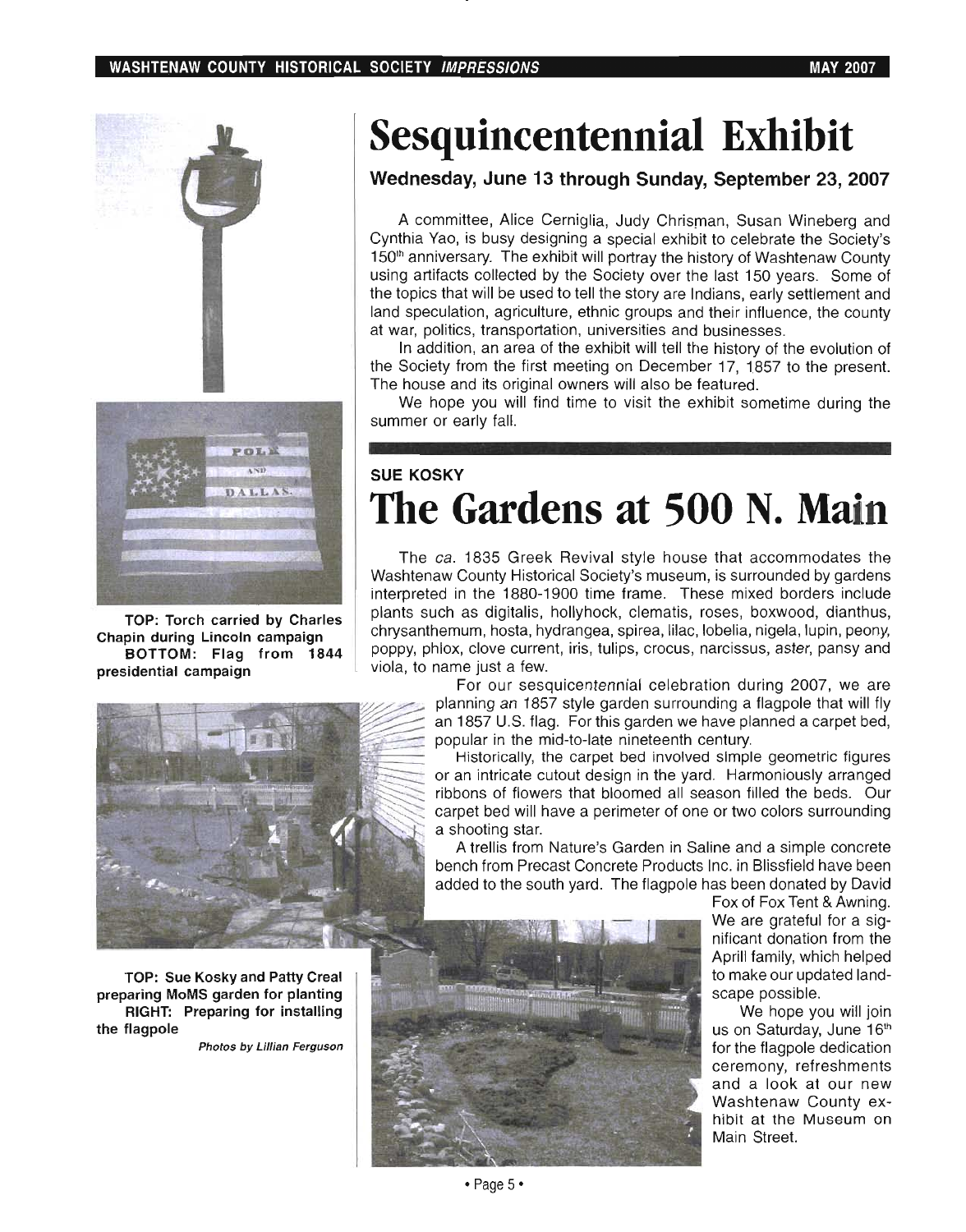# Sesquincentennial Exhibit

### Wednesday, June 13 through Sunday, September 23, 2007

A committee, Alice Cerniglia, Judy Chrisman, Susan Wineberg and Cynthia Yao, is busy designing a special exhibit to celebrate the Society's 150th anniversary. The exhibit will portray the history of Washtenaw County using artifacts collected by the Society over the last 150 years. Some of the topics that will be used to tell the story are Indians, early settlement and land speculation, agriculture, ethnic groups and their influence, the county at war, politics, transportation, universities and businesses.

In addition, an area of the exhibit will tell the history of the evolution of the Society from the first meeting on December 17, 1857 to the present. The house and its original owners will also be featured.

We hope you will find time to visit the exhibit sometime during the summer or early fall.

**TOP: Torch carried by Charles Chapin during Lincoln campaign**
**BOTTOM: Flag from 1844 presidential campaign**

**SUE KOSKY**

# The Gardens at 500 N. Main

The *ca.* 1835 Greek Revival style house that accommodates the Washtenaw County Historical Society's museum, is surrounded by gardens interpreted in the 1880-1900 time frame. These mixed borders include plants such as digitalis, hollyhock, clematis, roses, boxwood, dianthus, chrysanthemum, hosta, hydrangea, spirea, lilac, lobelia, nigela, lupin, peony, poppy, phlox, clove current, iris, tulips, crocus, narcissus, aster, pansy and viola, to name just a few.

For our sesquicentennial celebration during 2007, we are planning an 1857 style garden surrounding a flagpole that will fly an 1857 U.S. flag. For this garden we have planned a carpet bed, popular in the mid-to-late nineteenth century.

Historically, the carpet bed involved simple geometric figures or an intricate cutout design in the yard. Harmoniously arranged ribbons of flowers that bloomed all season filled the beds. Our carpet bed will have a perimeter of one or two colors surrounding a shooting star.

A trellis from Nature's Garden in Saline and a simple concrete bench from Precast Concrete Products Inc. in Blissfield have been added to the south yard. The flagpole has been donated by David Fox of Fox Tent & Awning. We are grateful for a significant donation from the Aprill family, which helped to make our updated landscape possible.

We hope you will join us on Saturday, June 16th for the flagpole dedication ceremony, refreshments and a look at our new Washtenaw County exhibit at the Museum on Main Street.

**TOP: Sue Kosky and Patty Creal preparing MoMS garden for planting**
**RIGHT: Preparing for installing the flagpole**

*Photos by Lillian Ferguson*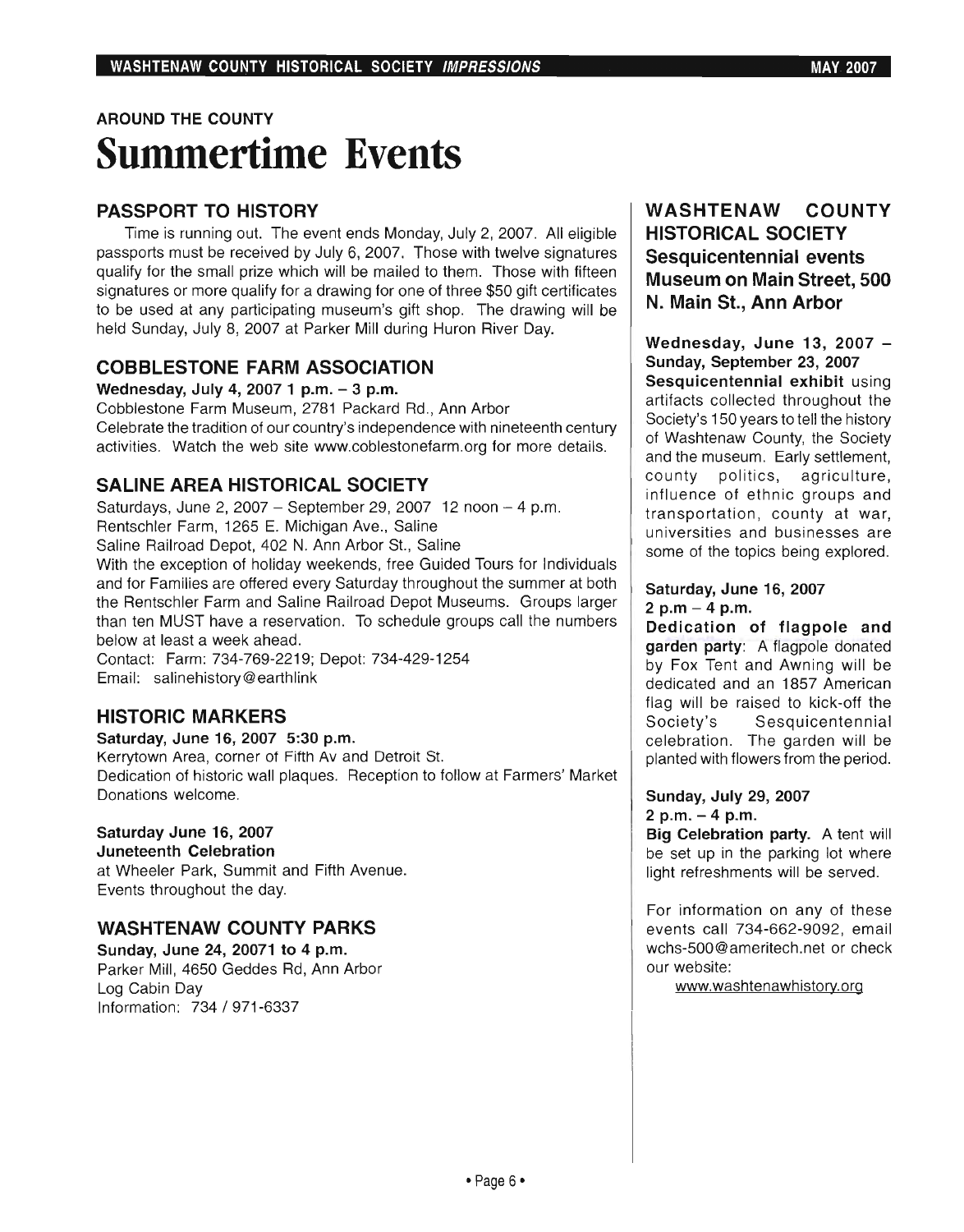AROUND THE COUNTY

# Summertime Events

## PASSPORT TO HISTORY

Time is running out. The event ends Monday, July 2, 2007. All eligible passports must be received by July 6, 2007. Those with twelve signatures qualify for the small prize which will be mailed to them. Those with fifteen signatures or more qualify for a drawing for one of three $50 gift certificates to be used at any participating museum's gift shop. The drawing will be held Sunday, July 8, 2007 at Parker Mill during Huron River Day.

## COBBLESTONE FARM ASSOCIATION

**Wednesday, July 4, 2007 1 p.m. – 3 p.m.**

Cobblestone Farm Museum, 2781 Packard Rd., Ann Arbor

Celebrate the tradition of our country's independence with nineteenth century activities. Watch the web site www.coblestonefarm.org for more details.

## SALINE AREA HISTORICAL SOCIETY

Saturdays, June 2, 2007 – September 29, 2007 12 noon – 4 p.m.

Rentschler Farm, 1265 E. Michigan Ave., Saline

Saline Railroad Depot, 402 N. Ann Arbor St., Saline

With the exception of holiday weekends, free Guided Tours for Individuals and for Families are offered every Saturday throughout the summer at both the Rentschler Farm and Saline Railroad Depot Museums. Groups larger than ten MUST have a reservation. To schedule groups call the numbers below at least a week ahead.

Contact: Farm: 734-769-2219; Depot: 734-429-1254

Email: salinehistory@earthlink

## HISTORIC MARKERS

**Saturday, June 16, 2007 5:30 p.m.**

Kerrytown Area, corner of Fifth Av and Detroit St.

Dedication of historic wall plaques. Reception to follow at Farmers' Market Donations welcome.

**Saturday June 16, 2007**
**Juneteenth Celebration**

at Wheeler Park, Summit and Fifth Avenue.

Events throughout the day.

## WASHTENAW COUNTY PARKS

**Sunday, June 24, 20071 to 4 p.m.**

Parker Mill, 4650 Geddes Rd, Ann Arbor

Log Cabin Day

Information: 734 / 971-6337

## WASHTENAW COUNTY HISTORICAL SOCIETY Sesquicentennial events Museum on Main Street, 500 N. Main St., Ann Arbor

**Wednesday, June 13, 2007 – Sunday, September 23, 2007**

**Sesquicentennial exhibit** using artifacts collected throughout the Society's 150 years to tell the history of Washtenaw County, the Society and the museum. Early settlement, county politics, agriculture, influence of ethnic groups and transportation, county at war, universities and businesses are some of the topics being explored.

**Saturday, June 16, 2007**
**2 p.m – 4 p.m.**

**Dedication of flagpole and garden party**: A flagpole donated by Fox Tent and Awning will be dedicated and an 1857 American flag will be raised to kick-off the Society's Sesquicentennial celebration. The garden will be planted with flowers from the period.

**Sunday, July 29, 2007**
**2 p.m. – 4 p.m.**

**Big Celebration party.** A tent will be set up in the parking lot where light refreshments will be served.

For information on any of these events call 734-662-9092, email wchs-500@ameritech.net or check our website:

www.washtenawhistory.org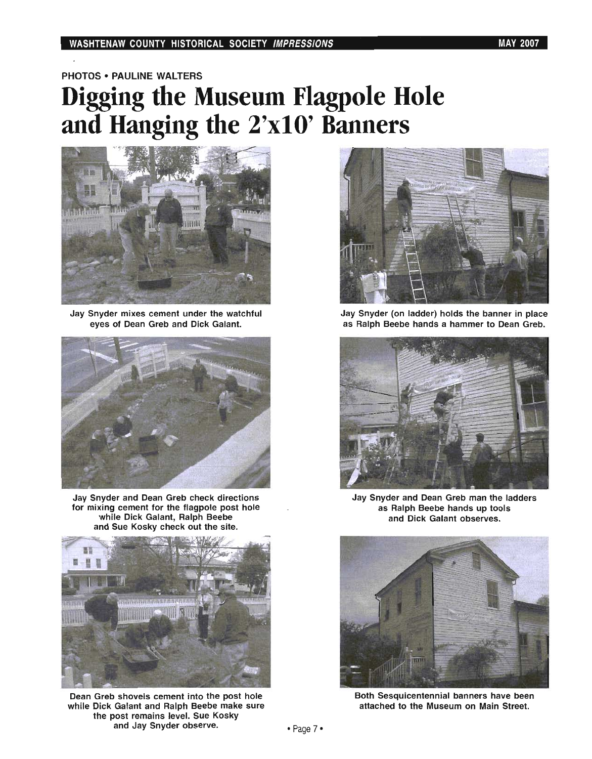PHOTOS • PAULINE WALTERS

# Digging the Museum Flagpole Hole and Hanging the 2'x10' Banners

Jay Snyder mixes cement under the watchful eyes of Dean Greb and Dick Galant.

Jay Snyder and Dean Greb check directions for mixing cement for the flagpole post hole while Dick Galant, Ralph Beebe and Sue Kosky check out the site.

Dean Greb shovels cement into the post hole while Dick Galant and Ralph Beebe make sure the post remains level. Sue Kosky and Jay Snyder observe.

Jay Snyder (on ladder) holds the banner in place as Ralph Beebe hands a hammer to Dean Greb.

Jay Snyder and Dean Greb man the ladders as Ralph Beebe hands up tools and Dick Galant observes.

Both Sesquicentennial banners have been attached to the Museum on Main Street.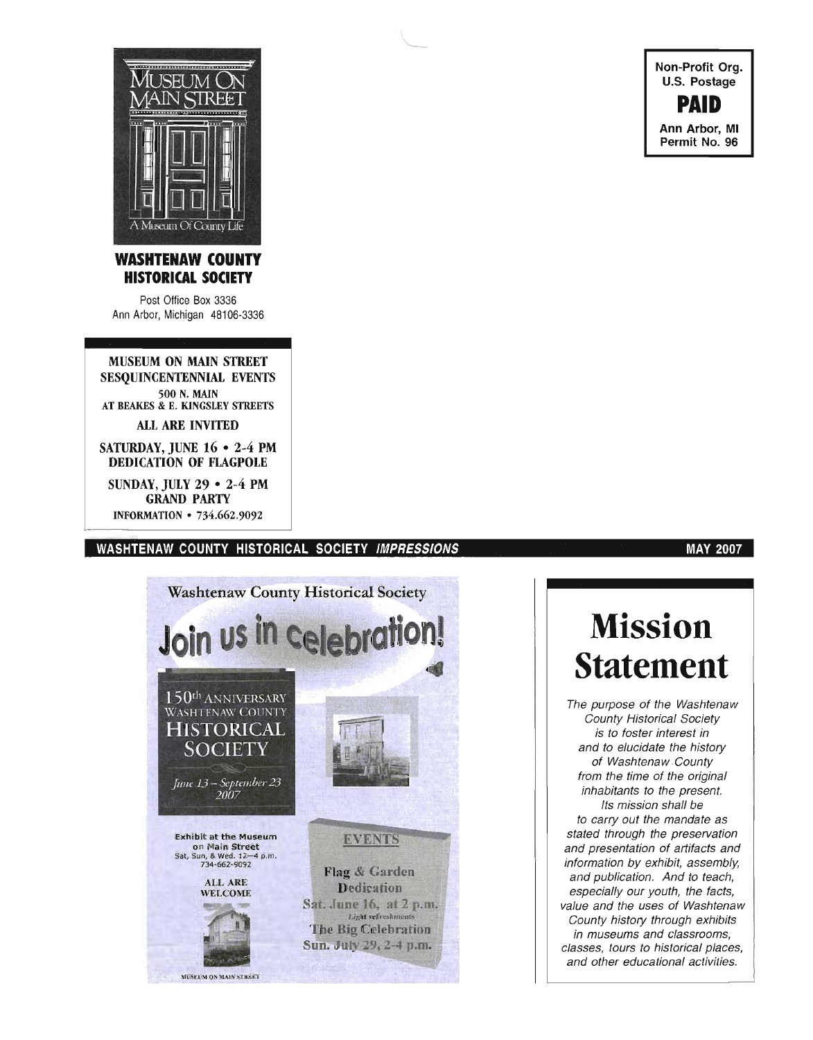MUSEUM ON MAIN STREET

A Museum Of County Life

**WASHTENAW COUNTY HISTORICAL SOCIETY**

Post Office Box 3336
Ann Arbor, Michigan 48106-3336

Non-Profit Org.
U.S. Postage
**PAID**
Ann Arbor, MI
Permit No. 96

**MUSEUM ON MAIN STREET SESQUINCENTENNIAL EVENTS**

**500 N. MAIN**
**AT BEAKES & E. KINGSLEY STREETS**

**ALL ARE INVITED**

**SATURDAY, JUNE 16 • 2-4 PM**
**DEDICATION OF FLAGPOLE**

**SUNDAY, JULY 29 • 2-4 PM**
**GRAND PARTY**

**INFORMATION • 734.662.9092**

**WASHTENAW COUNTY HISTORICAL SOCIETY *IMPRESSIONS*** **MAY 2007**

Washtenaw County Historical Society

# Join us in celebration!

150[th] ANNIVERSARY
WASHTENAW COUNTY
HISTORICAL SOCIETY

*June 13 – September 23 2007*

Exhibit at the Museum on Main Street
Sat, Sun, & Wed. 12—4 p.m.
734-662-9092

ALL ARE WELCOME

MUSEUM ON MAIN STREET

EVENTS

Flag & Garden Dedication
Sat. June 16, at 2 p.m.
Light refreshments

The Big Celebration
Sun. July 29, 2-4 p.m.

# Mission Statement

*The purpose of the Washtenaw County Historical Society is to foster interest in and to elucidate the history of Washtenaw County from the time of the original inhabitants to the present. Its mission shall be to carry out the mandate as stated through the preservation and presentation of artifacts and information by exhibit, assembly, and publication. And to teach, especially our youth, the facts, value and the uses of Washtenaw County history through exhibits in museums and classrooms, classes, tours to historical places, and other educational activities.*